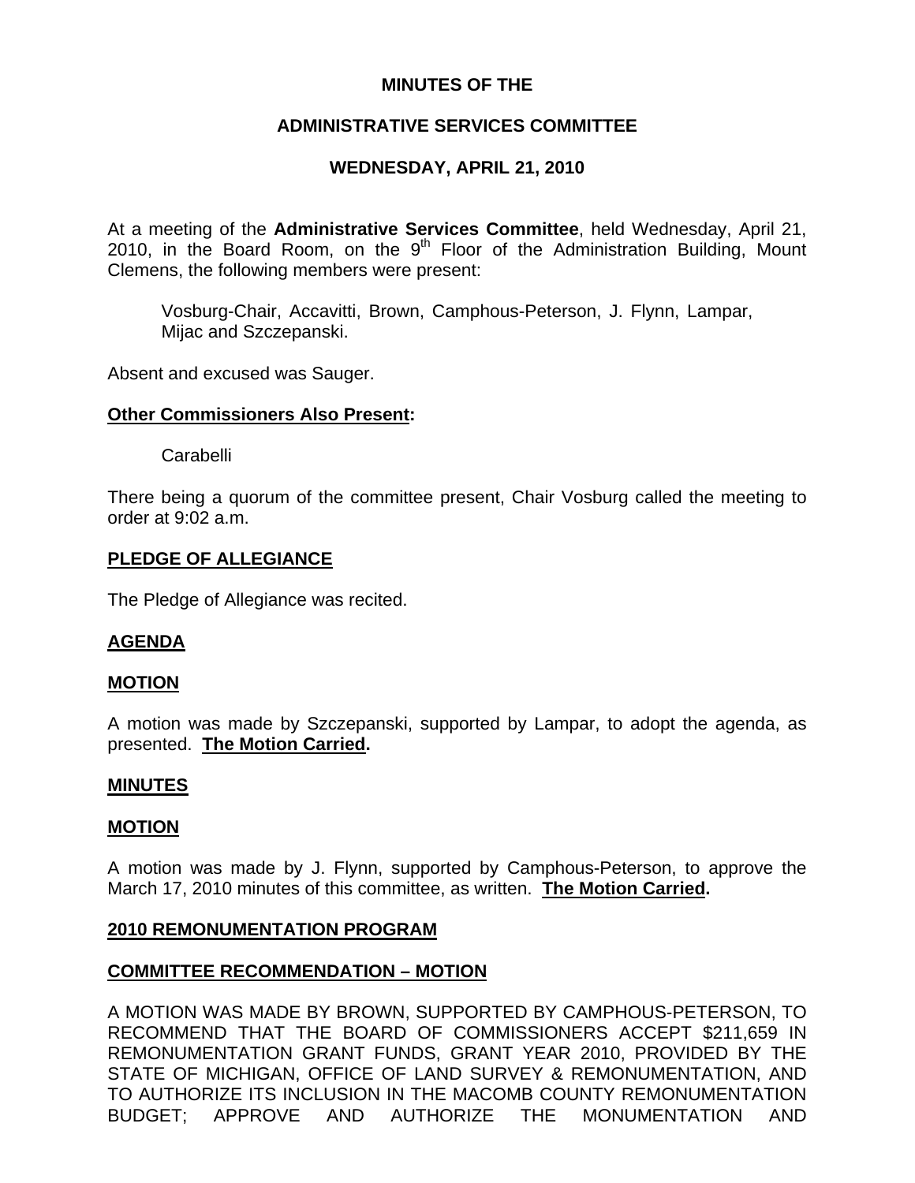# MINUTES OF THE

## ADMINISTRATIVE SERVICES COMMITTEE

## WEDNESDAY, APRIL 21, 2010

At a meeting of the **Administrative Services Committee**, held Wednesday, April 21, 2010, in the Board Room, on the 9th Floor of the Administration Building, Mount Clemens, the following members were present:

> Vosburg-Chair, Accavitti, Brown, Camphous-Peterson, J. Flynn, Lampar, Mijac and Szczepanski.

Absent and excused was Sauger.

**Other Commissioners Also Present:**

> Carabelli

There being a quorum of the committee present, Chair Vosburg called the meeting to order at 9:02 a.m.

**PLEDGE OF ALLEGIANCE**

The Pledge of Allegiance was recited.

**AGENDA**

**MOTION**

A motion was made by Szczepanski, supported by Lampar, to adopt the agenda, as presented. **The Motion Carried.**

**MINUTES**

**MOTION**

A motion was made by J. Flynn, supported by Camphous-Peterson, to approve the March 17, 2010 minutes of this committee, as written. **The Motion Carried.**

**2010 REMONUMENTATION PROGRAM**

**COMMITTEE RECOMMENDATION – MOTION**

A MOTION WAS MADE BY BROWN, SUPPORTED BY CAMPHOUS-PETERSON, TO RECOMMEND THAT THE BOARD OF COMMISSIONERS ACCEPT $211,659 IN REMONUMENTATION GRANT FUNDS, GRANT YEAR 2010, PROVIDED BY THE STATE OF MICHIGAN, OFFICE OF LAND SURVEY & REMONUMENTATION, AND TO AUTHORIZE ITS INCLUSION IN THE MACOMB COUNTY REMONUMENTATION BUDGET; APPROVE AND AUTHORIZE THE MONUMENTATION AND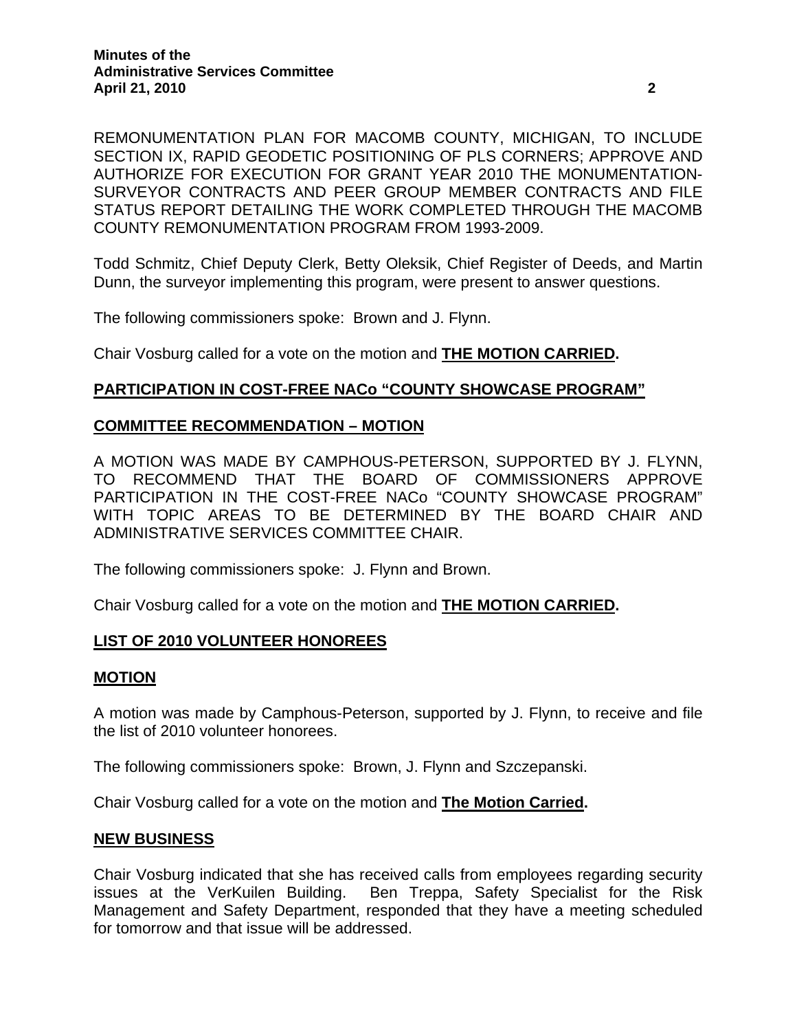REMONUMENTATION PLAN FOR MACOMB COUNTY, MICHIGAN, TO INCLUDE SECTION IX, RAPID GEODETIC POSITIONING OF PLS CORNERS; APPROVE AND AUTHORIZE FOR EXECUTION FOR GRANT YEAR 2010 THE MONUMENTATION-SURVEYOR CONTRACTS AND PEER GROUP MEMBER CONTRACTS AND FILE STATUS REPORT DETAILING THE WORK COMPLETED THROUGH THE MACOMB COUNTY REMONUMENTATION PROGRAM FROM 1993-2009.

Todd Schmitz, Chief Deputy Clerk, Betty Oleksik, Chief Register of Deeds, and Martin Dunn, the surveyor implementing this program, were present to answer questions.

The following commissioners spoke: Brown and J. Flynn.

Chair Vosburg called for a vote on the motion and **THE MOTION CARRIED.**

**PARTICIPATION IN COST-FREE NACo "COUNTY SHOWCASE PROGRAM"**

**COMMITTEE RECOMMENDATION – MOTION**

A MOTION WAS MADE BY CAMPHOUS-PETERSON, SUPPORTED BY J. FLYNN, TO RECOMMEND THAT THE BOARD OF COMMISSIONERS APPROVE PARTICIPATION IN THE COST-FREE NACo "COUNTY SHOWCASE PROGRAM" WITH TOPIC AREAS TO BE DETERMINED BY THE BOARD CHAIR AND ADMINISTRATIVE SERVICES COMMITTEE CHAIR.

The following commissioners spoke: J. Flynn and Brown.

Chair Vosburg called for a vote on the motion and **THE MOTION CARRIED.**

**LIST OF 2010 VOLUNTEER HONOREES**

**MOTION**

A motion was made by Camphous-Peterson, supported by J. Flynn, to receive and file the list of 2010 volunteer honorees.

The following commissioners spoke: Brown, J. Flynn and Szczepanski.

Chair Vosburg called for a vote on the motion and **The Motion Carried.**

**NEW BUSINESS**

Chair Vosburg indicated that she has received calls from employees regarding security issues at the VerKuilen Building. Ben Treppa, Safety Specialist for the Risk Management and Safety Department, responded that they have a meeting scheduled for tomorrow and that issue will be addressed.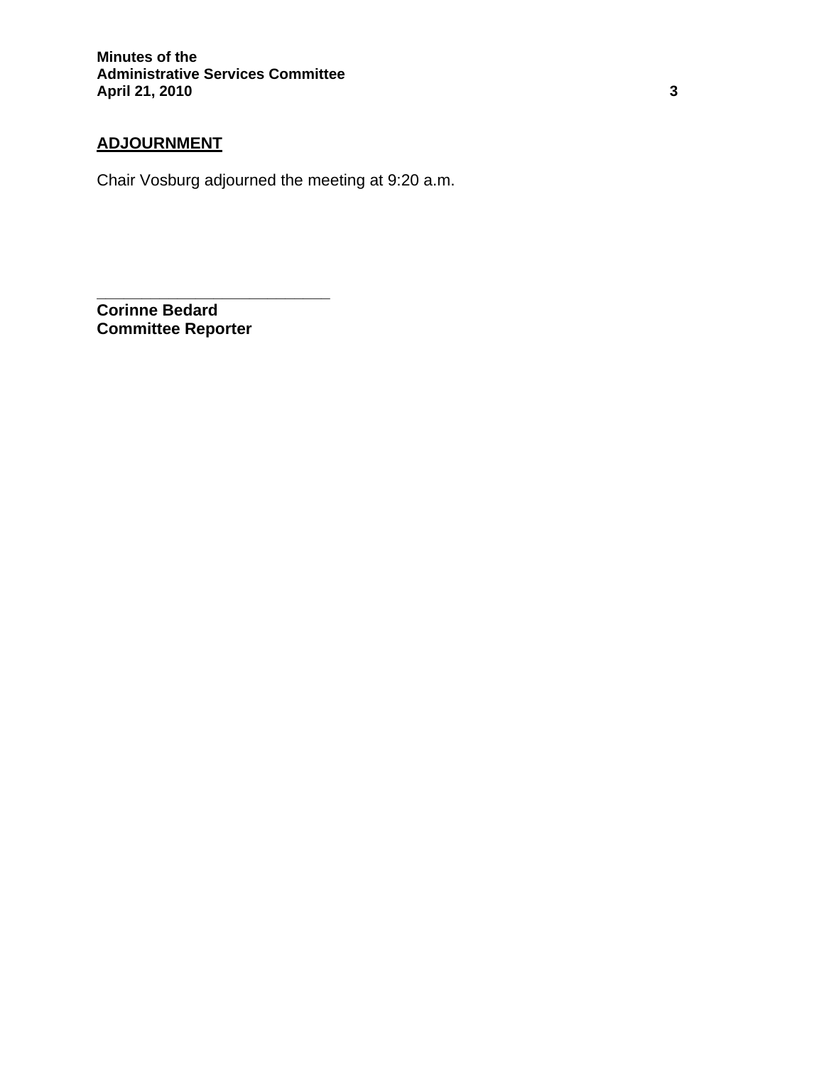## ADJOURNMENT

Chair Vosburg adjourned the meeting at 9:20 a.m.

\_\_\_\_\_\_\_\_\_\_\_\_\_\_\_\_\_\_\_\_\_\_\_\_\_\_\_\_

**Corinne Bedard**
**Committee Reporter**